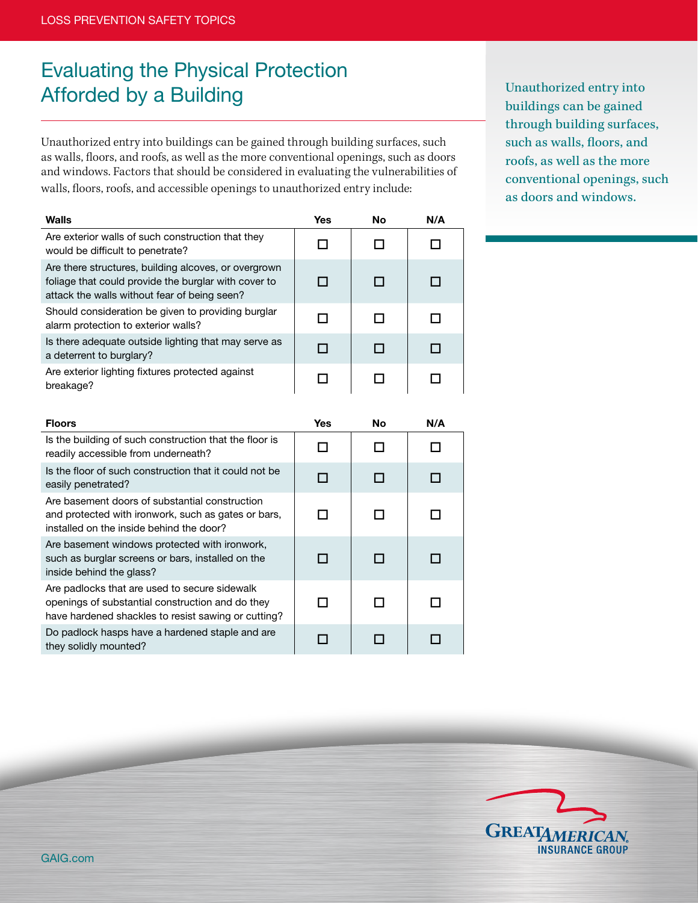# Evaluating the Physical Protection Afforded by a Building

Unauthorized entry into buildings can be gained through building surfaces, such as walls, floors, and roofs, as well as the more conventional openings, such as doors and windows. Factors that should be considered in evaluating the vulnerabilities of walls, floors, roofs, and accessible openings to unauthorized entry include:

| Walls | Yes | No | N/A |
|---|---|---|---|
| Are exterior walls of such construction that they would be difficult to penetrate? | ☐ | ☐ | ☐ |
| Are there structures, building alcoves, or overgrown foliage that could provide the burglar with cover to attack the walls without fear of being seen? | ☐ | ☐ | ☐ |
| Should consideration be given to providing burglar alarm protection to exterior walls? | ☐ | ☐ | ☐ |
| Is there adequate outside lighting that may serve as a deterrent to burglary? | ☐ | ☐ | ☐ |
| Are exterior lighting fixtures protected against breakage? | ☐ | ☐ | ☐ |

| Floors | Yes | No | N/A |
|---|---|---|---|
| Is the building of such construction that the floor is readily accessible from underneath? | ☐ | ☐ | ☐ |
| Is the floor of such construction that it could not be easily penetrated? | ☐ | ☐ | ☐ |
| Are basement doors of substantial construction and protected with ironwork, such as gates or bars, installed on the inside behind the door? | ☐ | ☐ | ☐ |
| Are basement windows protected with ironwork, such as burglar screens or bars, installed on the inside behind the glass? | ☐ | ☐ | ☐ |
| Are padlocks that are used to secure sidewalk openings of substantial construction and do they have hardened shackles to resist sawing or cutting? | ☐ | ☐ | ☐ |
| Do padlock hasps have a hardened staple and are they solidly mounted? | ☐ | ☐ | ☐ |

Unauthorized entry into buildings can be gained through building surfaces, such as walls, floors, and roofs, as well as the more conventional openings, such as doors and windows.

GAIG.com

GREAT AMERICAN INSURANCE GROUP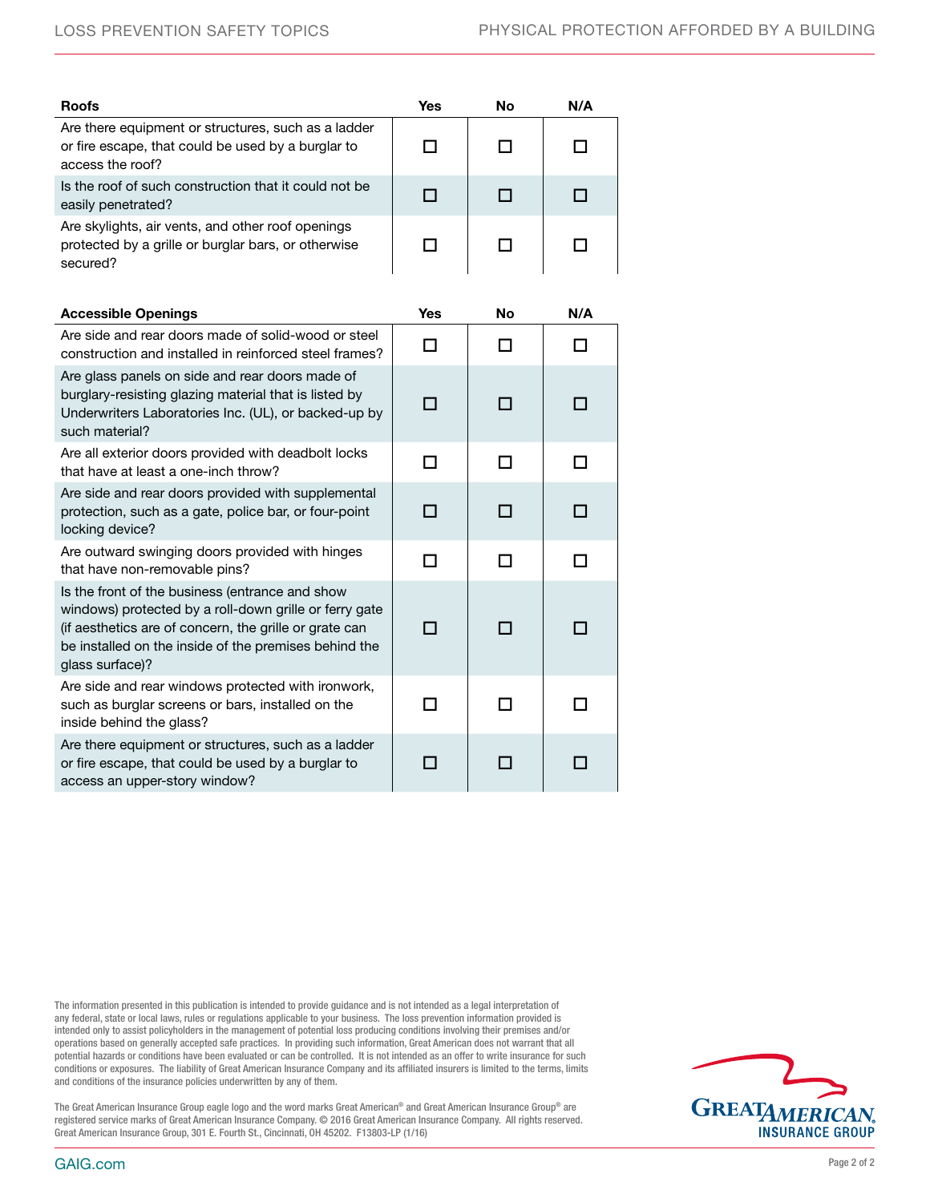| Roofs | Yes | No | N/A |
|---|---|---|---|
| Are there equipment or structures, such as a ladder or fire escape, that could be used by a burglar to access the roof? | ☐ | ☐ | ☐ |
| Is the roof of such construction that it could not be easily penetrated? | ☐ | ☐ | ☐ |
| Are skylights, air vents, and other roof openings protected by a grille or burglar bars, or otherwise secured? | ☐ | ☐ | ☐ |

| Accessible Openings | Yes | No | N/A |
|---|---|---|---|
| Are side and rear doors made of solid-wood or steel construction and installed in reinforced steel frames? | ☐ | ☐ | ☐ |
| Are glass panels on side and rear doors made of burglary-resisting glazing material that is listed by Underwriters Laboratories Inc. (UL), or backed-up by such material? | ☐ | ☐ | ☐ |
| Are all exterior doors provided with deadbolt locks that have at least a one-inch throw? | ☐ | ☐ | ☐ |
| Are side and rear doors provided with supplemental protection, such as a gate, police bar, or four-point locking device? | ☐ | ☐ | ☐ |
| Are outward swinging doors provided with hinges that have non-removable pins? | ☐ | ☐ | ☐ |
| Is the front of the business (entrance and show windows) protected by a roll-down grille or ferry gate (if aesthetics are of concern, the grille or grate can be installed on the inside of the premises behind the glass surface)? | ☐ | ☐ | ☐ |
| Are side and rear windows protected with ironwork, such as burglar screens or bars, installed on the inside behind the glass? | ☐ | ☐ | ☐ |
| Are there equipment or structures, such as a ladder or fire escape, that could be used by a burglar to access an upper-story window? | ☐ | ☐ | ☐ |

The information presented in this publication is intended to provide guidance and is not intended as a legal interpretation of any federal, state or local laws, rules or regulations applicable to your business. The loss prevention information provided is intended only to assist policyholders in the management of potential loss producing conditions involving their premises and/or operations based on generally accepted safe practices. In providing such information, Great American does not warrant that all potential hazards or conditions have been evaluated or can be controlled. It is not intended as an offer to write insurance for such conditions or exposures. The liability of Great American Insurance Company and its affiliated insurers is limited to the terms, limits and conditions of the insurance policies underwritten by any of them.

The Great American Insurance Group eagle logo and the word marks Great American® and Great American Insurance Group® are registered service marks of Great American Insurance Company. © 2016 Great American Insurance Company. All rights reserved. Great American Insurance Group, 301 E. Fourth St., Cincinnati, OH 45202. F13803-LP (1/16)

GAIG.com